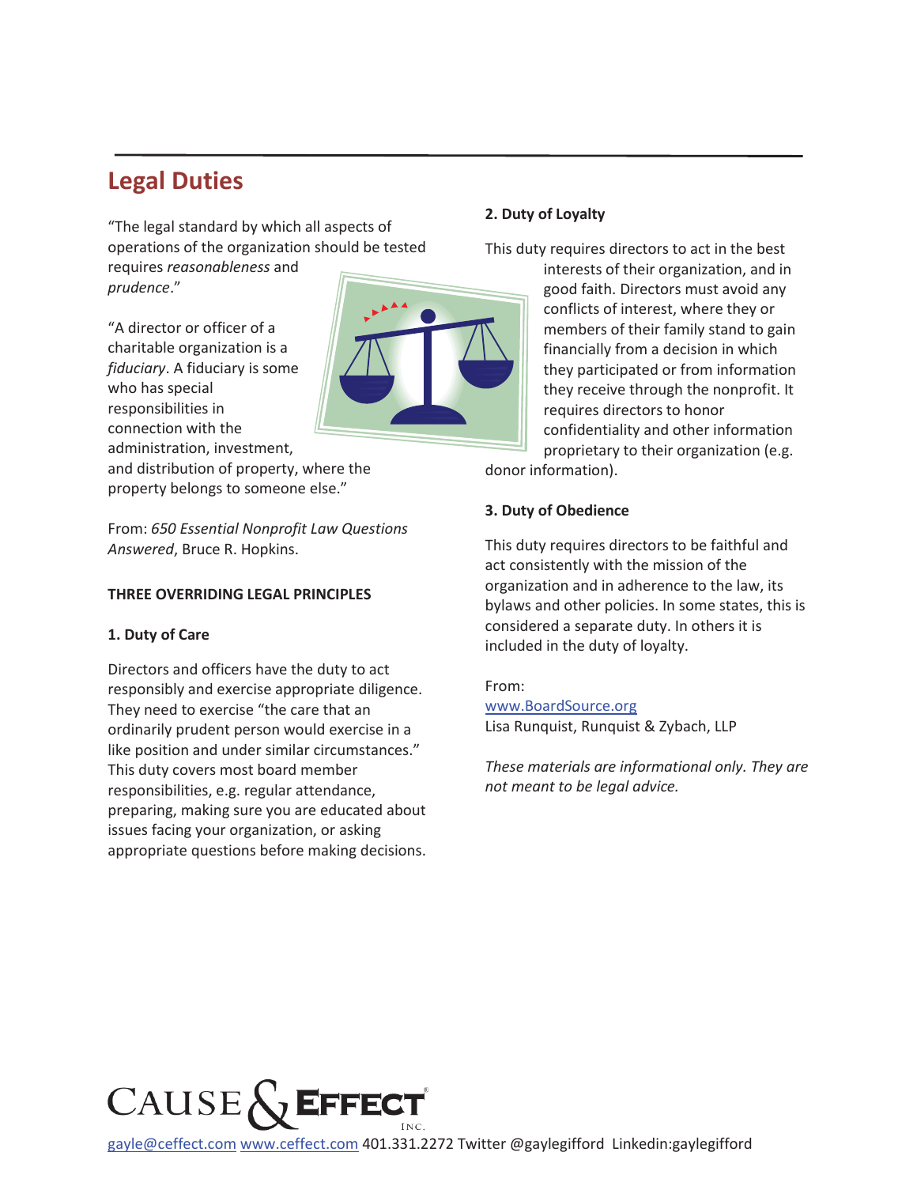## Legal Duties

"The legal standard by which all aspects of operations of the organization should be tested requires *reasonableness* and *prudence*."

"A director or officer of a charitable organization is a *fiduciary*. A fiduciary is some who has special responsibilities in connection with the administration, investment, and distribution of property, where the property belongs to someone else."

From: *650 Essential Nonprofit Law Questions Answered*, Bruce R. Hopkins.

**THREE OVERRIDING LEGAL PRINCIPLES**

**1. Duty of Care**

Directors and officers have the duty to act responsibly and exercise appropriate diligence. They need to exercise "the care that an ordinarily prudent person would exercise in a like position and under similar circumstances." This duty covers most board member responsibilities, e.g. regular attendance, preparing, making sure you are educated about issues facing your organization, or asking appropriate questions before making decisions.

**2. Duty of Loyalty**

This duty requires directors to act in the best interests of their organization, and in good faith. Directors must avoid any conflicts of interest, where they or members of their family stand to gain financially from a decision in which they participated or from information they receive through the nonprofit. It requires directors to honor confidentiality and other information proprietary to their organization (e.g. donor information).

**3. Duty of Obedience**

This duty requires directors to be faithful and act consistently with the mission of the organization and in adherence to the law, its bylaws and other policies. In some states, this is considered a separate duty. In others it is included in the duty of loyalty.

From:
www.BoardSource.org
Lisa Runquist, Runquist & Zybach, LLP

*These materials are informational only. They are not meant to be legal advice.*

CAUSE & EFFECT INC.
gayle@ceffect.com www.ceffect.com 401.331.2272 Twitter @gaylegifford Linkedin:gaylegifford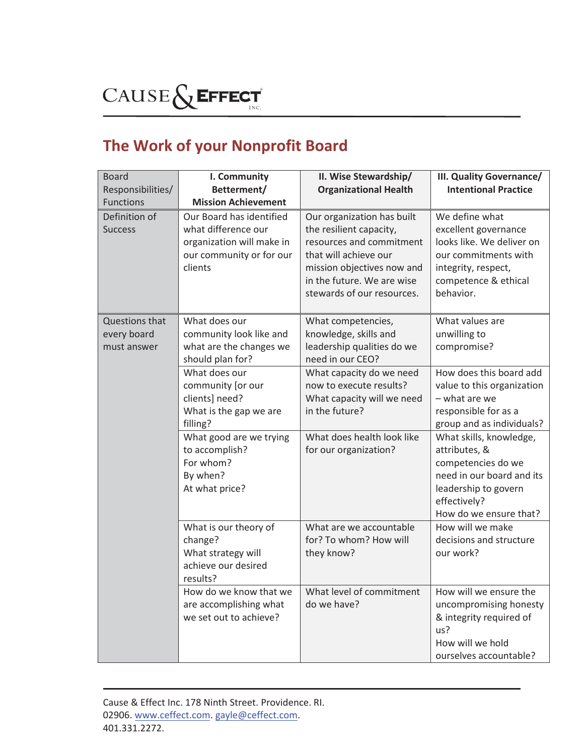CAUSE & EFFECT INC.

## The Work of your Nonprofit Board

| Board Responsibilities/ Functions | I. Community Betterment/ Mission Achievement | II. Wise Stewardship/ Organizational Health | III. Quality Governance/ Intentional Practice |
|---|---|---|---|
| Definition of Success | Our Board has identified what difference our organization will make in our community or for our clients | Our organization has built the resilient capacity, resources and commitment that will achieve our mission objectives now and in the future. We are wise stewards of our resources. | We define what excellent governance looks like. We deliver on our commitments with integrity, respect, competence & ethical behavior. |
| Questions that every board must answer | What does our community look like and what are the changes we should plan for? | What competencies, knowledge, skills and leadership qualities do we need in our CEO? | What values are unwilling to compromise? |
| | What does our community [or our clients] need? What is the gap we are filling? | What capacity do we need now to execute results? What capacity will we need in the future? | How does this board add value to this organization – what are we responsible for as a group and as individuals? |
| | What good are we trying to accomplish? For whom? By when? At what price? | What does health look like for our organization? | What skills, knowledge, attributes, & competencies do we need in our board and its leadership to govern effectively? How do we ensure that? |
| | What is our theory of change? What strategy will achieve our desired results? | What are we accountable for? To whom? How will they know? | How will we make decisions and structure our work? |
| | How do we know that we are accomplishing what we set out to achieve? | What level of commitment do we have? | How will we ensure the uncompromising honesty & integrity required of us? How will we hold ourselves accountable? |

Cause & Effect Inc. 178 Ninth Street. Providence. RI. 02906. www.ceffect.com. gayle@ceffect.com. 401.331.2272.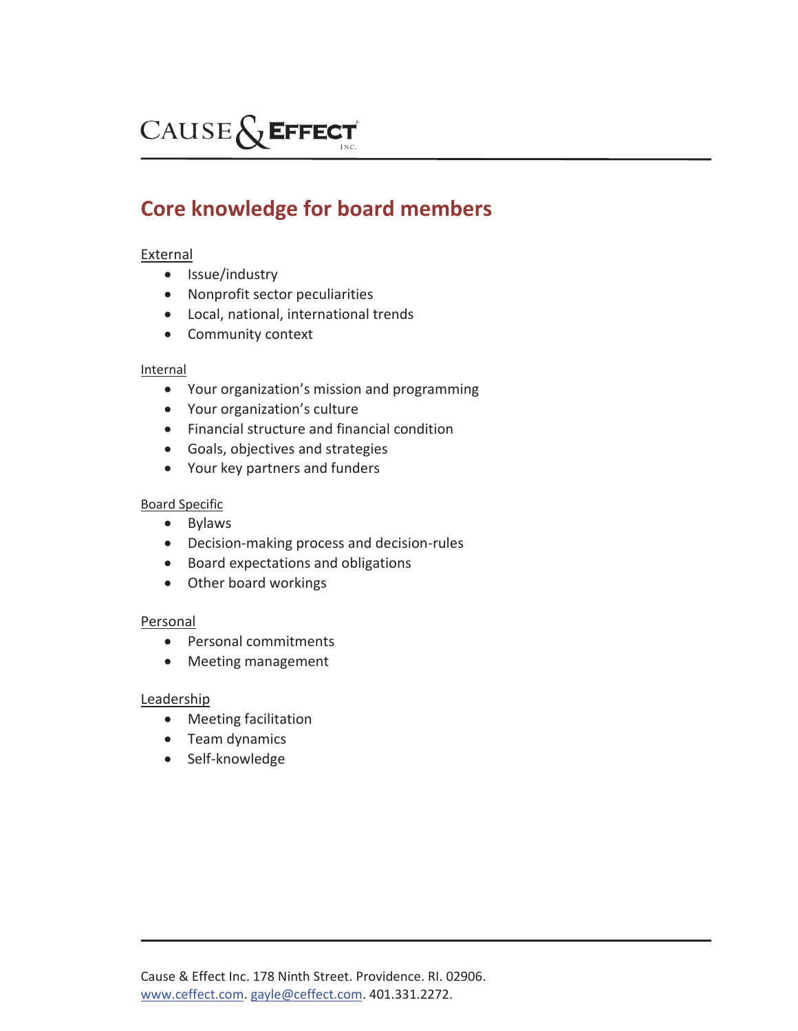# Core knowledge for board members

External

- Issue/industry
- Nonprofit sector peculiarities
- Local, national, international trends
- Community context

Internal

- Your organization's mission and programming
- Your organization's culture
- Financial structure and financial condition
- Goals, objectives and strategies
- Your key partners and funders

Board Specific

- Bylaws
- Decision-making process and decision-rules
- Board expectations and obligations
- Other board workings

Personal

- Personal commitments
- Meeting management

Leadership

- Meeting facilitation
- Team dynamics
- Self-knowledge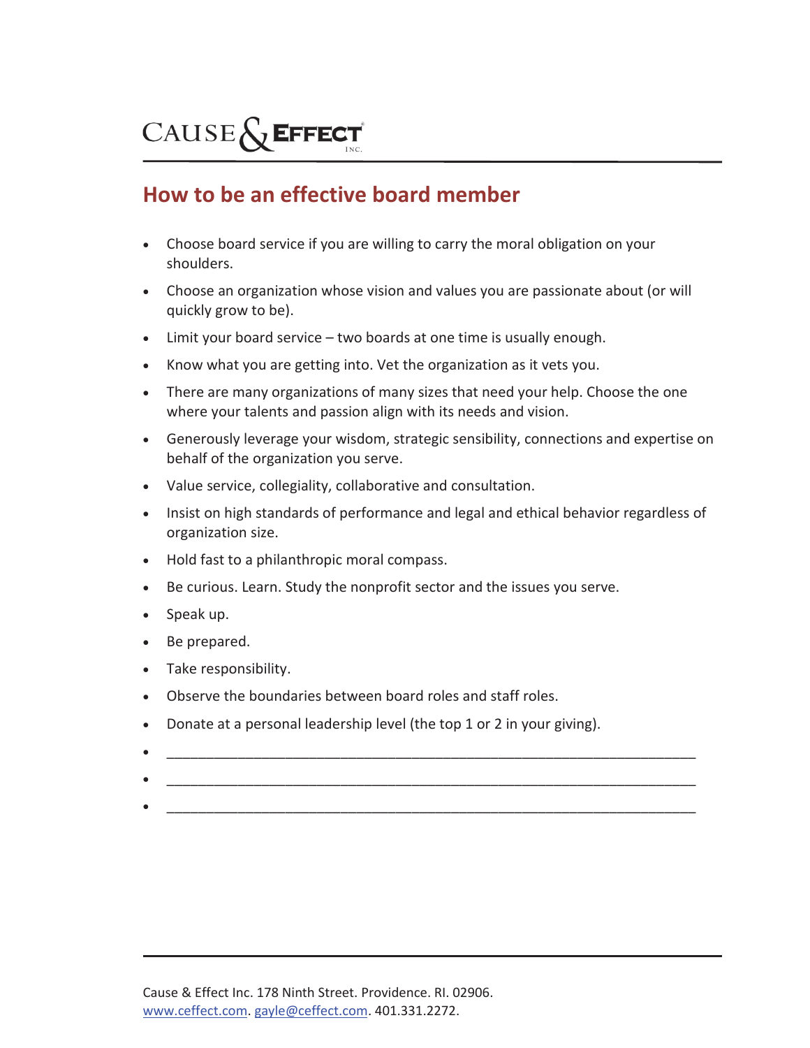CAUSE & EFFECT INC.

## How to be an effective board member

- Choose board service if you are willing to carry the moral obligation on your shoulders.
- Choose an organization whose vision and values you are passionate about (or will quickly grow to be).
- Limit your board service – two boards at one time is usually enough.
- Know what you are getting into. Vet the organization as it vets you.
- There are many organizations of many sizes that need your help. Choose the one where your talents and passion align with its needs and vision.
- Generously leverage your wisdom, strategic sensibility, connections and expertise on behalf of the organization you serve.
- Value service, collegiality, collaborative and consultation.
- Insist on high standards of performance and legal and ethical behavior regardless of organization size.
- Hold fast to a philanthropic moral compass.
- Be curious. Learn. Study the nonprofit sector and the issues you serve.
- Speak up.
- Be prepared.
- Take responsibility.
- Observe the boundaries between board roles and staff roles.
- Donate at a personal leadership level (the top 1 or 2 in your giving).
- ______________________________________________________________
- ______________________________________________________________
- ______________________________________________________________

Cause & Effect Inc. 178 Ninth Street. Providence. RI. 02906.
www.ceffect.com. gayle@ceffect.com. 401.331.2272.